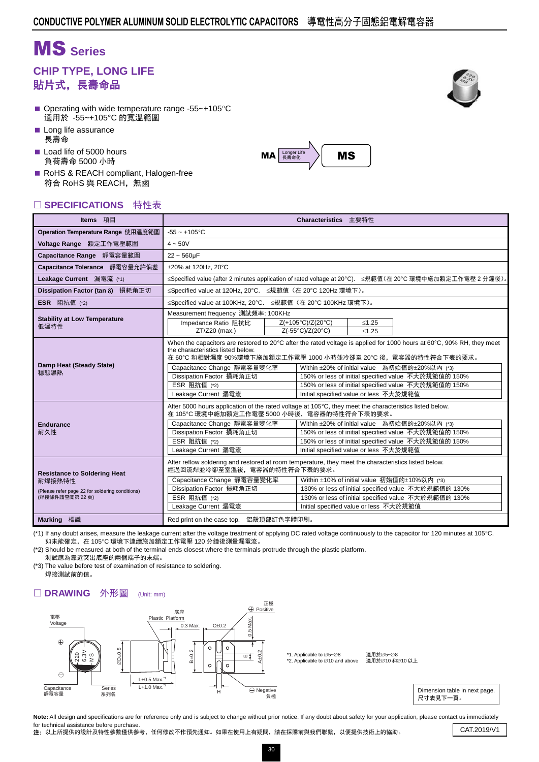CONDUCTIVE POLYMER ALUMINUM SOLID ELECTROLYTIC CAPACITORS 導電性高分子固態鋁電解電容器

# MS Series

## CHIP TYPE, LONG LIFE
## 貼片式，長壽命品

- Operating with wide temperature range -55~+105°C
  適用於 -55~+105°C 的寬溫範圍
- Long life assurance
  長壽命
- Load life of 5000 hours
  負荷壽命 5000 小時
- RoHS & REACH compliant, Halogen-free
  符合 RoHS 與 REACH，無鹵

MA → Longer Life 長壽命化 → MS

## □ SPECIFICATIONS 特性表

| Items 項目 | Characteristics 主要特性 | |
|---|---|---|
| Operation Temperature Range 使用溫度範圍 | -55 ~ +105°C | |
| Voltage Range 額定工作電壓範圍 | 4 ~ 50V | |
| Capacitance Range 靜電容量範圍 | 22 ~ 560μF | |
| Capacitance Tolerance 靜電容量允許偏差 | ±20% at 120Hz, 20°C | |
| Leakage Current 漏電流 (*1) | ≤Specified value (after 2 minutes application of rated voltage at 20°C). ≤規範值（在 20°C 環境中施加額定工作電壓 2 分鐘後）。 | |
| Dissipation Factor (tan δ) 損耗角正切 | ≤Specified value at 120Hz, 20°C. ≤規範值（在 20°C 120Hz 環境下）。 | |
| ESR 阻抗值 (*2) | ≤Specified value at 100KHz, 20°C. ≤規範值（在 20°C 100KHz 環境下）。 | |
| Stability at Low Temperature 低溫特性 | Measurement frequency 測試頻率: 100KHz | |
| | Impedance Ratio 阻抗比 ZT/Z20 (max.) Z(+105°C)/Z(20°C) | ≤1.25 |
| | Impedance Ratio 阻抗比 ZT/Z20 (max.) Z(-55°C)/Z(20°C) | ≤1.25 |
| Damp Heat (Steady State) 穩態濕熱 | When the capacitors are restored to 20°C after the rated voltage is applied for 1000 hours at 60°C, 90% RH, they meet the characteristics listed below. 在 60°C 和相對濕度 90%環境下施加額定工作電壓 1000 小時並冷卻至 20°C 後，電容器的特性符合下表的要求。 | |
| | Capacitance Change 靜電容量變化率 | Within ±20% of initial value 為初始值的±20%以內 (*3) |
| | Dissipation Factor 損耗角正切 | 150% or less of initial specified value 不大於規範值的 150% |
| | ESR 阻抗值 (*2) | 150% or less of initial specified value 不大於規範值的 150% |
| | Leakage Current 漏電流 | Initial specified value or less 不大於規範值 |
| Endurance 耐久性 | After 5000 hours application of the rated voltage at 105°C, they meet the characteristics listed below. 在 105°C 環境中施加額定工作電壓 5000 小時後，電容器的特性符合下表的要求。 | |
| | Capacitance Change 靜電容量變化率 | Within ±20% of initial value 為初始值的±20%以內 (*3) |
| | Dissipation Factor 損耗角正切 | 150% or less of initial specified value 不大於規範值的 150% |
| | ESR 阻抗值 (*2) | 150% or less of initial specified value 不大於規範值的 150% |
| | Leakage Current 漏電流 | Initial specified value or less 不大於規範值 |
| Resistance to Soldering Heat 耐焊接熱特性 (Please refer page 22 for soldering conditions) (焊接條件請查閱第 22 頁) | After reflow soldering and restored at room temperature, they meet the characteristics listed below. 經過回流焊並冷卻至室溫後，電容器的特性符合下表的要求。 | |
| | Capacitance Change 靜電容量變化率 | Within ±10% of initial value 初始值的±10%以內 (*3) |
| | Dissipation Factor 損耗角正切 | 130% or less of initial specified value 不大於規範值的 130% |
| | ESR 阻抗值 (*2) | 130% or less of initial specified value 不大於規範值的 130% |
| | Leakage Current 漏電流 | Initial specified value or less 不大於規範值 |
| Marking 標識 | Red print on the case top. 鋁殼頂部紅色字體印刷。 | |

(*1) If any doubt arises, measure the leakage current after the voltage treatment of applying DC rated voltage continuously to the capacitor for 120 minutes at 105°C.
如未能確定，在 105°C 環境下連續施加額定工作電壓 120 分鐘後測量漏電流。

(*2) Should be measured at both of the terminal ends closest where the terminals protrude through the plastic platform.
測試應為靠近突出底座的兩個端子的末端。

(*3) The value before test of examination of resistance to soldering.
焊接測試前的值。

## □ DRAWING 外形圖 (Unit: mm)

電壓 Voltage; Capacitance 靜電容量; Series 系列名; 220 6.3V MS; ØD±0.5; 底座 Plastic Platform; 0.3 Max.; C±0.2; 0.5 Max.; 正極 ⊕ Positive; ⊖ Negative 負極; B±0.2; E; A±0.2; H; L+0.5 Max.*1; L+1.0 Max.*2

*1. Applicable to ∅5~∅8 適用於∅5~∅8
*2. Applicable to ∅10 and above 適用於∅10 和∅10 以上

Dimension table in next page.
尺寸表見下一頁。

**Note:** All design and specifications are for reference only and is subject to change without prior notice. If any doubt about safety for your application, please contact us immediately for technical assistance before purchase.
**注**：以上所提供的設計及特性參數僅供參考，任何修改不作預先通知。如果在使用上有疑問，請在採購前與我們聯繫，以便提供技術上的協助。

CAT.2019/V1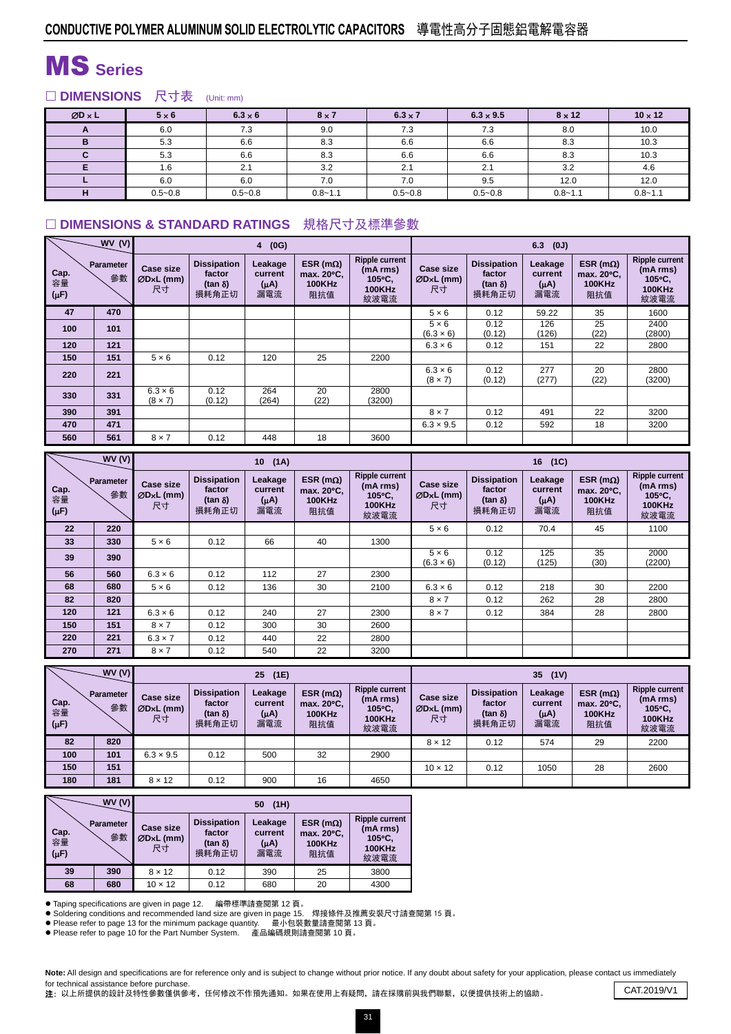# MS Series

## □ DIMENSIONS 尺寸表 (Unit: mm)

| ØD x L | 5 x 6 | 6.3 x 6 | 8 x 7 | 6.3 x 7 | 6.3 x 9.5 | 8 x 12 | 10 x 12 |
|---|---|---|---|---|---|---|---|
| A | 6.0 | 7.3 | 9.0 | 7.3 | 7.3 | 8.0 | 10.0 |
| B | 5.3 | 6.6 | 8.3 | 6.6 | 6.6 | 8.3 | 10.3 |
| C | 5.3 | 6.6 | 8.3 | 6.6 | 6.6 | 8.3 | 10.3 |
| E | 1.6 | 2.1 | 3.2 | 2.1 | 2.1 | 3.2 | 4.6 |
| L | 6.0 | 6.0 | 7.0 | 7.0 | 9.5 | 12.0 | 12.0 |
| H | 0.5~0.8 | 0.5~0.8 | 0.8~1.1 | 0.5~0.8 | 0.5~0.8 | 0.8~1.1 | 0.8~1.1 |

## □ DIMENSIONS & STANDARD RATINGS 規格尺寸及標準參數

| WV (V) | | 4 (0G) | | | | | 6.3 (0J) | | | | |
|---|---|---|---|---|---|---|---|---|---|---|---|
| Cap. 容量 (μF) | Parameter 參數 | Case size ØDxL (mm) 尺寸 | Dissipation factor (tan δ) 損耗角正切 | Leakage current (μA) 漏電流 | ESR (mΩ) max. 20°C, 100KHz 阻抗值 | Ripple current (mA rms) 105°C, 100KHz 紋波電流 | Case size ØDxL (mm) 尺寸 | Dissipation factor (tan δ) 損耗角正切 | Leakage current (μA) 漏電流 | ESR (mΩ) max. 20°C, 100KHz 阻抗值 | Ripple current (mA rms) 105°C, 100KHz 紋波電流 |
| 47 | 470 | | | | | | 5 × 6 | 0.12 | 59.22 | 35 | 1600 |
| 100 | 101 | | | | | | 5 × 6 (6.3 × 6) | 0.12 (0.12) | 126 (126) | 25 (22) | 2400 (2800) |
| 120 | 121 | | | | | | 6.3 × 6 | 0.12 | 151 | 22 | 2800 |
| 150 | 151 | 5 × 6 | 0.12 | 120 | 25 | 2200 | | | | | |
| 220 | 221 | | | | | | 6.3 × 6 (8 × 7) | 0.12 (0.12) | 277 (277) | 20 (22) | 2800 (3200) |
| 330 | 331 | 6.3 × 6 (8 × 7) | 0.12 (0.12) | 264 (264) | 20 (22) | 2800 (3200) | | | | | |
| 390 | 391 | | | | | | 8 × 7 | 0.12 | 491 | 22 | 3200 |
| 470 | 471 | | | | | | 6.3 × 9.5 | 0.12 | 592 | 18 | 3200 |
| 560 | 561 | 8 × 7 | 0.12 | 448 | 18 | 3600 | | | | | |

| WV (V) | | 10 (1A) | | | | | 16 (1C) | | | | |
|---|---|---|---|---|---|---|---|---|---|---|---|
| Cap. 容量 (μF) | Parameter 參數 | Case size ØDxL (mm) 尺寸 | Dissipation factor (tan δ) 損耗角正切 | Leakage current (μA) 漏電流 | ESR (mΩ) max. 20°C, 100KHz 阻抗值 | Ripple current (mA rms) 105°C, 100KHz 紋波電流 | Case size ØDxL (mm) 尺寸 | Dissipation factor (tan δ) 損耗角正切 | Leakage current (μA) 漏電流 | ESR (mΩ) max. 20°C, 100KHz 阻抗值 | Ripple current (mA rms) 105°C, 100KHz 紋波電流 |
| 22 | 220 | | | | | | 5 × 6 | 0.12 | 70.4 | 45 | 1100 |
| 33 | 330 | 5 × 6 | 0.12 | 66 | 40 | 1300 | | | | | |
| 39 | 390 | | | | | | 5 × 6 (6.3 × 6) | 0.12 (0.12) | 125 (125) | 35 (30) | 2000 (2200) |
| 56 | 560 | 6.3 × 6 | 0.12 | 112 | 27 | 2300 | | | | | |
| 68 | 680 | 5 × 6 | 0.12 | 136 | 30 | 2100 | 6.3 × 6 | 0.12 | 218 | 30 | 2200 |
| 82 | 820 | | | | | | 8 × 7 | 0.12 | 262 | 28 | 2800 |
| 120 | 121 | 6.3 × 6 | 0.12 | 240 | 27 | 2300 | 8 × 7 | 0.12 | 384 | 28 | 2800 |
| 150 | 151 | 8 × 7 | 0.12 | 300 | 30 | 2600 | | | | | |
| 220 | 221 | 6.3 × 7 | 0.12 | 440 | 22 | 2800 | | | | | |
| 270 | 271 | 8 × 7 | 0.12 | 540 | 22 | 3200 | | | | | |

| WV (V) | | 25 (1E) | | | | | 35 (1V) | | | | |
|---|---|---|---|---|---|---|---|---|---|---|---|
| Cap. 容量 (μF) | Parameter 參數 | Case size ØDxL (mm) 尺寸 | Dissipation factor (tan δ) 損耗角正切 | Leakage current (μA) 漏電流 | ESR (mΩ) max. 20°C, 100KHz 阻抗值 | Ripple current (mA rms) 105°C, 100KHz 紋波電流 | Case size ØDxL (mm) 尺寸 | Dissipation factor (tan δ) 損耗角正切 | Leakage current (μA) 漏電流 | ESR (mΩ) max. 20°C, 100KHz 阻抗值 | Ripple current (mA rms) 105°C, 100KHz 紋波電流 |
| 82 | 820 | | | | | | 8 × 12 | 0.12 | 574 | 29 | 2200 |
| 100 | 101 | 6.3 × 9.5 | 0.12 | 500 | 32 | 2900 | | | | | |
| 150 | 151 | | | | | | 10 × 12 | 0.12 | 1050 | 28 | 2600 |
| 180 | 181 | 8 × 12 | 0.12 | 900 | 16 | 4650 | | | | | |

| WV (V) | | 50 (1H) | | | | |
|---|---|---|---|---|---|---|
| Cap. 容量 (μF) | Parameter 參數 | Case size ØDxL (mm) 尺寸 | Dissipation factor (tan δ) 損耗角正切 | Leakage current (μA) 漏電流 | ESR (mΩ) max. 20°C, 100KHz 阻抗值 | Ripple current (mA rms) 105°C, 100KHz 紋波電流 |
| 39 | 390 | 8 × 12 | 0.12 | 390 | 25 | 3800 |
| 68 | 680 | 10 × 12 | 0.12 | 680 | 20 | 4300 |

- Taping specifications are given in page 12. 編帶標準請查閱第 12 頁。
- Soldering conditions and recommended land size are given in page 15. 焊接條件及推薦安裝尺寸請查閱第 15 頁。
- Please refer to page 13 for the minimum package quantity. 最小包裝數量請查閱第 13 頁。
- Please refer to page 10 for the Part Number System. 產品編碼規則請查閱第 10 頁。

**Note:** All design and specifications are for reference only and is subject to change without prior notice. If any doubt about safety for your application, please contact us immediately for technical assistance before purchase.
**注**：以上所提供的設計及特性參數僅供參考，任何修改不作預先通知。如果在使用上有疑問，請在採購前與我們聯繫，以便提供技術上的協助。

CAT.2019/V1